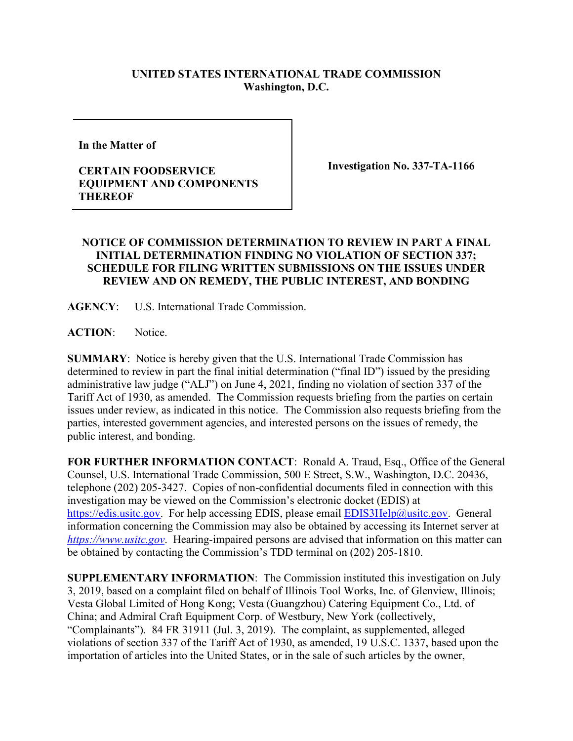**UNITED STATES INTERNATIONAL TRADE COMMISSION**
**Washington, D.C.**

| | |
|---|---|
| **In the Matter of**<br><br>**CERTAIN FOODSERVICE EQUIPMENT AND COMPONENTS THEREOF** | **Investigation No. 337-TA-1166** |

**NOTICE OF COMMISSION DETERMINATION TO REVIEW IN PART A FINAL INITIAL DETERMINATION FINDING NO VIOLATION OF SECTION 337; SCHEDULE FOR FILING WRITTEN SUBMISSIONS ON THE ISSUES UNDER REVIEW AND ON REMEDY, THE PUBLIC INTEREST, AND BONDING**

**AGENCY**: U.S. International Trade Commission.

**ACTION**: Notice.

**SUMMARY**: Notice is hereby given that the U.S. International Trade Commission has determined to review in part the final initial determination ("final ID") issued by the presiding administrative law judge ("ALJ") on June 4, 2021, finding no violation of section 337 of the Tariff Act of 1930, as amended. The Commission requests briefing from the parties on certain issues under review, as indicated in this notice. The Commission also requests briefing from the parties, interested government agencies, and interested persons on the issues of remedy, the public interest, and bonding.

**FOR FURTHER INFORMATION CONTACT**: Ronald A. Traud, Esq., Office of the General Counsel, U.S. International Trade Commission, 500 E Street, S.W., Washington, D.C. 20436, telephone (202) 205-3427. Copies of non-confidential documents filed in connection with this investigation may be viewed on the Commission's electronic docket (EDIS) at https://edis.usitc.gov. For help accessing EDIS, please email EDIS3Help@usitc.gov. General information concerning the Commission may also be obtained by accessing its Internet server at *https://www.usitc.gov*. Hearing-impaired persons are advised that information on this matter can be obtained by contacting the Commission's TDD terminal on (202) 205-1810.

**SUPPLEMENTARY INFORMATION**: The Commission instituted this investigation on July 3, 2019, based on a complaint filed on behalf of Illinois Tool Works, Inc. of Glenview, Illinois; Vesta Global Limited of Hong Kong; Vesta (Guangzhou) Catering Equipment Co., Ltd. of China; and Admiral Craft Equipment Corp. of Westbury, New York (collectively, "Complainants"). 84 FR 31911 (Jul. 3, 2019). The complaint, as supplemented, alleged violations of section 337 of the Tariff Act of 1930, as amended, 19 U.S.C. 1337, based upon the importation of articles into the United States, or in the sale of such articles by the owner,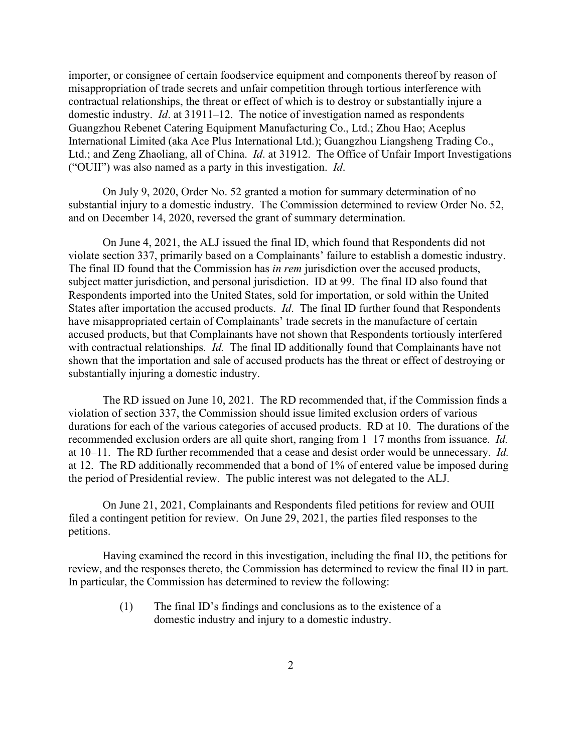importer, or consignee of certain foodservice equipment and components thereof by reason of misappropriation of trade secrets and unfair competition through tortious interference with contractual relationships, the threat or effect of which is to destroy or substantially injure a domestic industry. *Id*. at 31911–12. The notice of investigation named as respondents Guangzhou Rebenet Catering Equipment Manufacturing Co., Ltd.; Zhou Hao; Aceplus International Limited (aka Ace Plus International Ltd.); Guangzhou Liangsheng Trading Co., Ltd.; and Zeng Zhaoliang, all of China. *Id*. at 31912. The Office of Unfair Import Investigations ("OUII") was also named as a party in this investigation. *Id*.

On July 9, 2020, Order No. 52 granted a motion for summary determination of no substantial injury to a domestic industry. The Commission determined to review Order No. 52, and on December 14, 2020, reversed the grant of summary determination.

On June 4, 2021, the ALJ issued the final ID, which found that Respondents did not violate section 337, primarily based on a Complainants' failure to establish a domestic industry. The final ID found that the Commission has *in rem* jurisdiction over the accused products, subject matter jurisdiction, and personal jurisdiction. ID at 99. The final ID also found that Respondents imported into the United States, sold for importation, or sold within the United States after importation the accused products. *Id*. The final ID further found that Respondents have misappropriated certain of Complainants' trade secrets in the manufacture of certain accused products, but that Complainants have not shown that Respondents tortiously interfered with contractual relationships. *Id.* The final ID additionally found that Complainants have not shown that the importation and sale of accused products has the threat or effect of destroying or substantially injuring a domestic industry.

The RD issued on June 10, 2021. The RD recommended that, if the Commission finds a violation of section 337, the Commission should issue limited exclusion orders of various durations for each of the various categories of accused products. RD at 10. The durations of the recommended exclusion orders are all quite short, ranging from 1–17 months from issuance. *Id.* at 10–11. The RD further recommended that a cease and desist order would be unnecessary. *Id.* at 12. The RD additionally recommended that a bond of 1% of entered value be imposed during the period of Presidential review. The public interest was not delegated to the ALJ.

On June 21, 2021, Complainants and Respondents filed petitions for review and OUII filed a contingent petition for review. On June 29, 2021, the parties filed responses to the petitions.

Having examined the record in this investigation, including the final ID, the petitions for review, and the responses thereto, the Commission has determined to review the final ID in part. In particular, the Commission has determined to review the following:

(1) The final ID's findings and conclusions as to the existence of a domestic industry and injury to a domestic industry.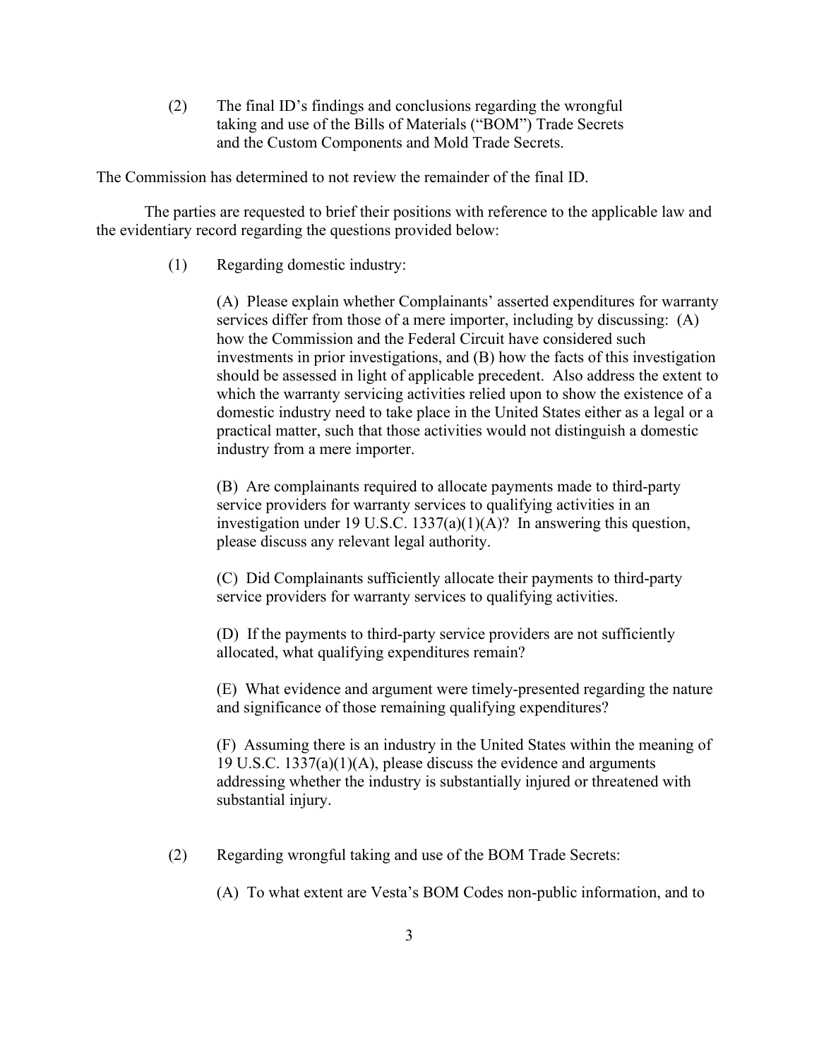(2) The final ID's findings and conclusions regarding the wrongful taking and use of the Bills of Materials ("BOM") Trade Secrets and the Custom Components and Mold Trade Secrets.

The Commission has determined to not review the remainder of the final ID.

The parties are requested to brief their positions with reference to the applicable law and the evidentiary record regarding the questions provided below:

(1) Regarding domestic industry:

(A) Please explain whether Complainants' asserted expenditures for warranty services differ from those of a mere importer, including by discussing: (A) how the Commission and the Federal Circuit have considered such investments in prior investigations, and (B) how the facts of this investigation should be assessed in light of applicable precedent. Also address the extent to which the warranty servicing activities relied upon to show the existence of a domestic industry need to take place in the United States either as a legal or a practical matter, such that those activities would not distinguish a domestic industry from a mere importer.

(B) Are complainants required to allocate payments made to third-party service providers for warranty services to qualifying activities in an investigation under 19 U.S.C. 1337(a)(1)(A)? In answering this question, please discuss any relevant legal authority.

(C) Did Complainants sufficiently allocate their payments to third-party service providers for warranty services to qualifying activities.

(D) If the payments to third-party service providers are not sufficiently allocated, what qualifying expenditures remain?

(E) What evidence and argument were timely-presented regarding the nature and significance of those remaining qualifying expenditures?

(F) Assuming there is an industry in the United States within the meaning of 19 U.S.C. 1337(a)(1)(A), please discuss the evidence and arguments addressing whether the industry is substantially injured or threatened with substantial injury.

(2) Regarding wrongful taking and use of the BOM Trade Secrets:

(A) To what extent are Vesta's BOM Codes non-public information, and to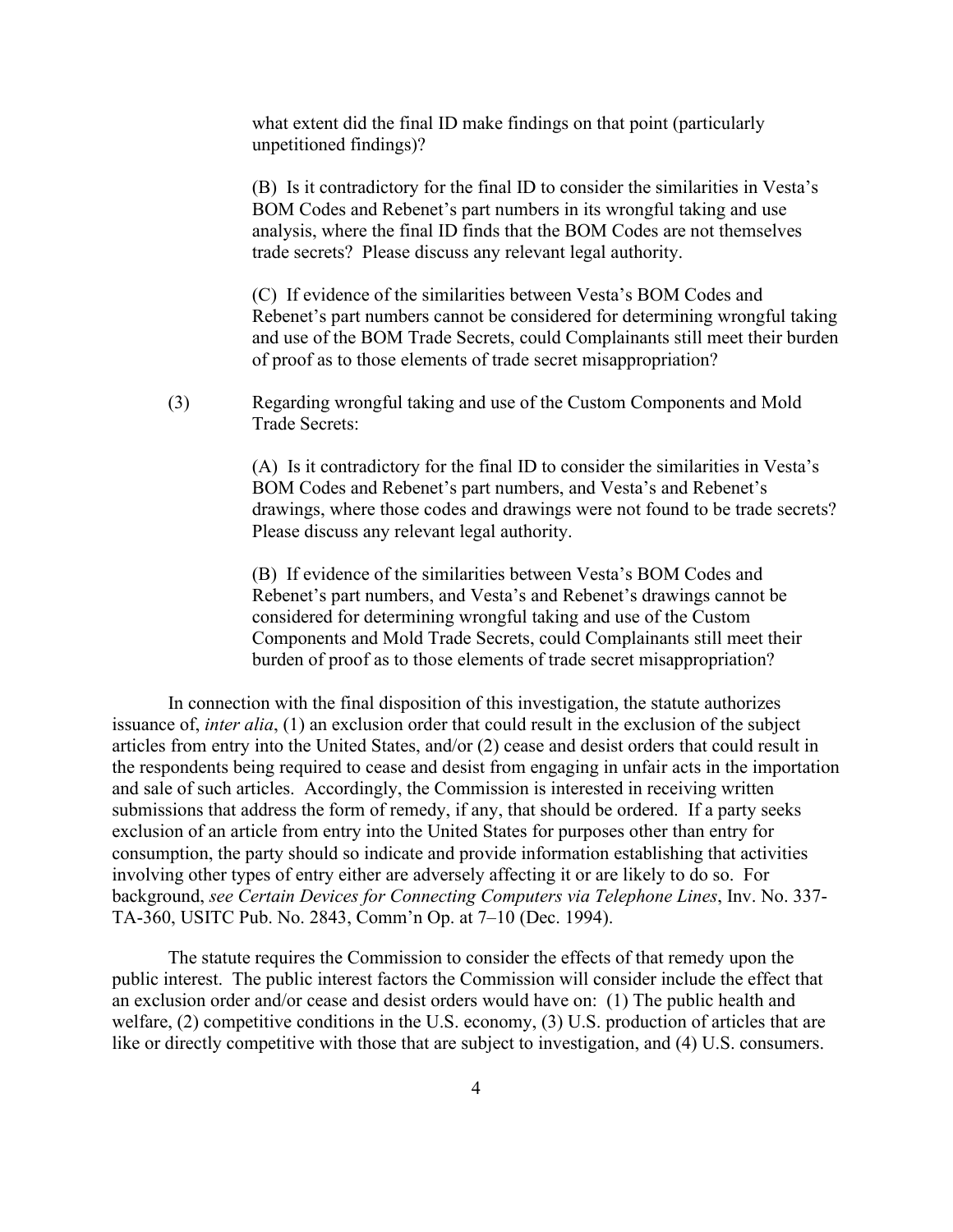what extent did the final ID make findings on that point (particularly unpetitioned findings)?

(B) Is it contradictory for the final ID to consider the similarities in Vesta's BOM Codes and Rebenet's part numbers in its wrongful taking and use analysis, where the final ID finds that the BOM Codes are not themselves trade secrets? Please discuss any relevant legal authority.

(C) If evidence of the similarities between Vesta's BOM Codes and Rebenet's part numbers cannot be considered for determining wrongful taking and use of the BOM Trade Secrets, could Complainants still meet their burden of proof as to those elements of trade secret misappropriation?

(3) Regarding wrongful taking and use of the Custom Components and Mold Trade Secrets:

(A) Is it contradictory for the final ID to consider the similarities in Vesta's BOM Codes and Rebenet's part numbers, and Vesta's and Rebenet's drawings, where those codes and drawings were not found to be trade secrets? Please discuss any relevant legal authority.

(B) If evidence of the similarities between Vesta's BOM Codes and Rebenet's part numbers, and Vesta's and Rebenet's drawings cannot be considered for determining wrongful taking and use of the Custom Components and Mold Trade Secrets, could Complainants still meet their burden of proof as to those elements of trade secret misappropriation?

In connection with the final disposition of this investigation, the statute authorizes issuance of, *inter alia*, (1) an exclusion order that could result in the exclusion of the subject articles from entry into the United States, and/or (2) cease and desist orders that could result in the respondents being required to cease and desist from engaging in unfair acts in the importation and sale of such articles. Accordingly, the Commission is interested in receiving written submissions that address the form of remedy, if any, that should be ordered. If a party seeks exclusion of an article from entry into the United States for purposes other than entry for consumption, the party should so indicate and provide information establishing that activities involving other types of entry either are adversely affecting it or are likely to do so. For background, *see Certain Devices for Connecting Computers via Telephone Lines*, Inv. No. 337-TA-360, USITC Pub. No. 2843, Comm'n Op. at 7–10 (Dec. 1994).

The statute requires the Commission to consider the effects of that remedy upon the public interest. The public interest factors the Commission will consider include the effect that an exclusion order and/or cease and desist orders would have on: (1) The public health and welfare, (2) competitive conditions in the U.S. economy, (3) U.S. production of articles that are like or directly competitive with those that are subject to investigation, and (4) U.S. consumers.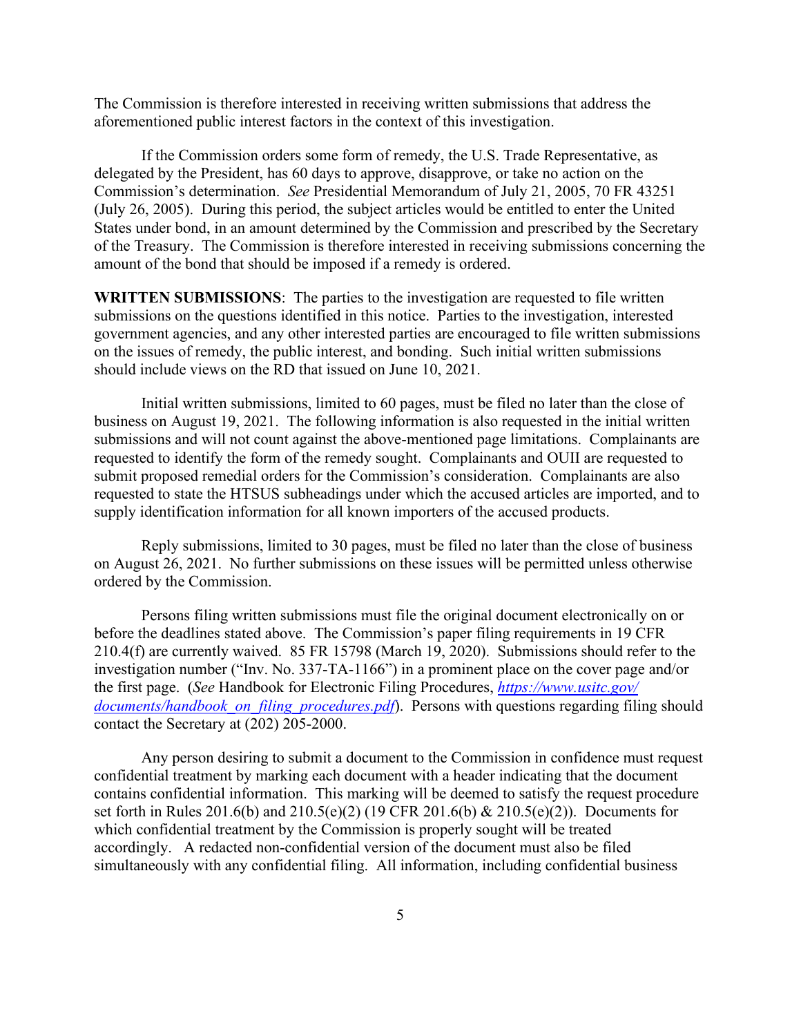The Commission is therefore interested in receiving written submissions that address the aforementioned public interest factors in the context of this investigation.

If the Commission orders some form of remedy, the U.S. Trade Representative, as delegated by the President, has 60 days to approve, disapprove, or take no action on the Commission's determination. *See* Presidential Memorandum of July 21, 2005, 70 FR 43251 (July 26, 2005). During this period, the subject articles would be entitled to enter the United States under bond, in an amount determined by the Commission and prescribed by the Secretary of the Treasury. The Commission is therefore interested in receiving submissions concerning the amount of the bond that should be imposed if a remedy is ordered.

**WRITTEN SUBMISSIONS**: The parties to the investigation are requested to file written submissions on the questions identified in this notice. Parties to the investigation, interested government agencies, and any other interested parties are encouraged to file written submissions on the issues of remedy, the public interest, and bonding. Such initial written submissions should include views on the RD that issued on June 10, 2021.

Initial written submissions, limited to 60 pages, must be filed no later than the close of business on August 19, 2021. The following information is also requested in the initial written submissions and will not count against the above-mentioned page limitations. Complainants are requested to identify the form of the remedy sought. Complainants and OUII are requested to submit proposed remedial orders for the Commission's consideration. Complainants are also requested to state the HTSUS subheadings under which the accused articles are imported, and to supply identification information for all known importers of the accused products.

Reply submissions, limited to 30 pages, must be filed no later than the close of business on August 26, 2021. No further submissions on these issues will be permitted unless otherwise ordered by the Commission.

Persons filing written submissions must file the original document electronically on or before the deadlines stated above. The Commission's paper filing requirements in 19 CFR 210.4(f) are currently waived. 85 FR 15798 (March 19, 2020). Submissions should refer to the investigation number ("Inv. No. 337-TA-1166") in a prominent place on the cover page and/or the first page. (*See* Handbook for Electronic Filing Procedures, *https://www.usitc.gov/documents/handbook_on_filing_procedures.pdf*). Persons with questions regarding filing should contact the Secretary at (202) 205-2000.

Any person desiring to submit a document to the Commission in confidence must request confidential treatment by marking each document with a header indicating that the document contains confidential information. This marking will be deemed to satisfy the request procedure set forth in Rules 201.6(b) and 210.5(e)(2) (19 CFR 201.6(b) & 210.5(e)(2)). Documents for which confidential treatment by the Commission is properly sought will be treated accordingly. A redacted non-confidential version of the document must also be filed simultaneously with any confidential filing. All information, including confidential business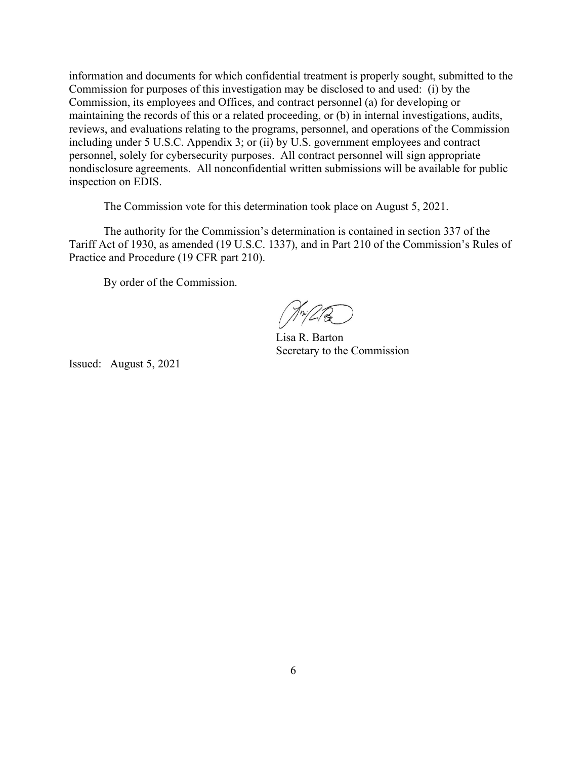information and documents for which confidential treatment is properly sought, submitted to the Commission for purposes of this investigation may be disclosed to and used: (i) by the Commission, its employees and Offices, and contract personnel (a) for developing or maintaining the records of this or a related proceeding, or (b) in internal investigations, audits, reviews, and evaluations relating to the programs, personnel, and operations of the Commission including under 5 U.S.C. Appendix 3; or (ii) by U.S. government employees and contract personnel, solely for cybersecurity purposes. All contract personnel will sign appropriate nondisclosure agreements. All nonconfidential written submissions will be available for public inspection on EDIS.

The Commission vote for this determination took place on August 5, 2021.

The authority for the Commission's determination is contained in section 337 of the Tariff Act of 1930, as amended (19 U.S.C. 1337), and in Part 210 of the Commission's Rules of Practice and Procedure (19 CFR part 210).

By order of the Commission.

Lisa R. Barton
Secretary to the Commission

Issued: August 5, 2021